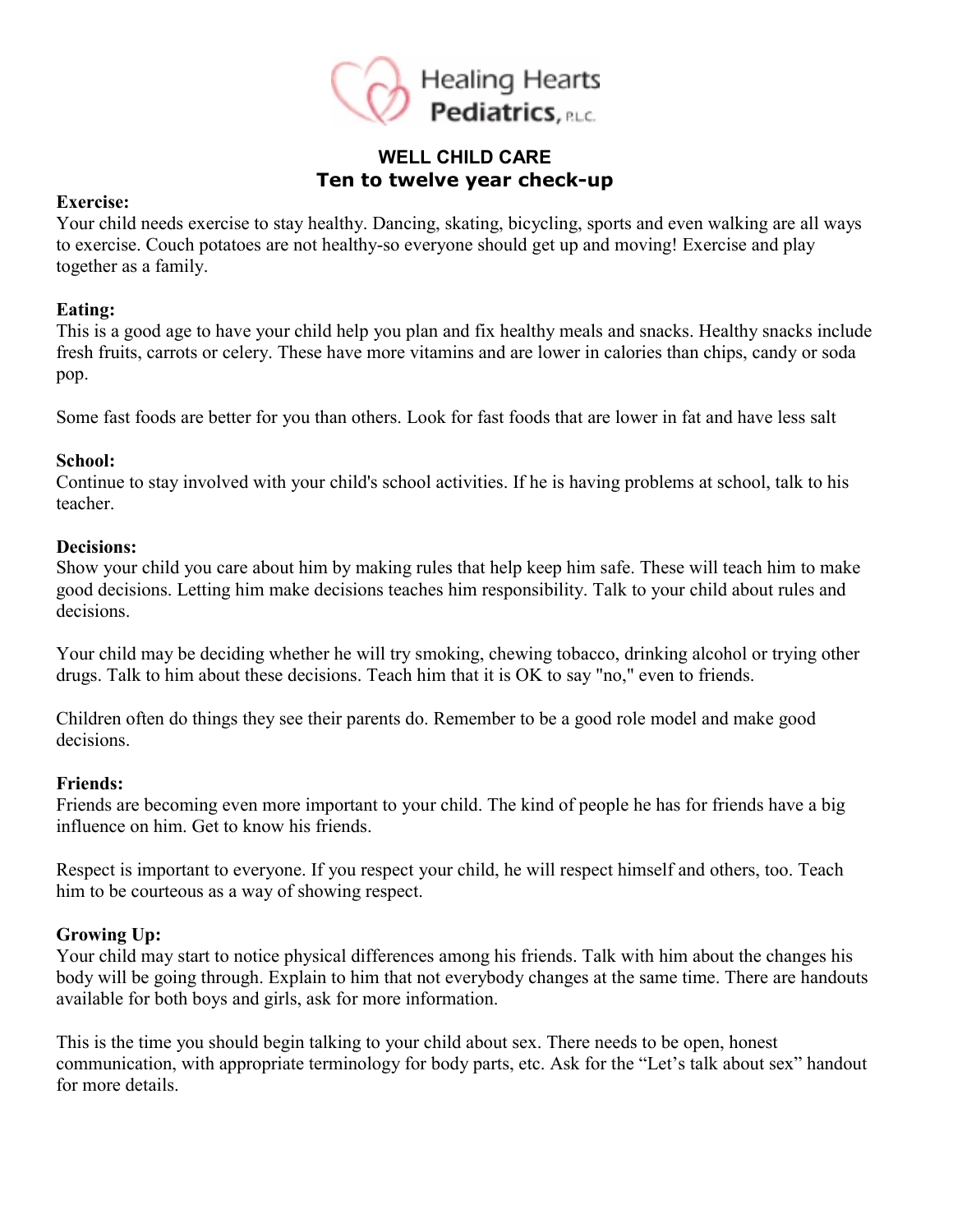Healing Hearts Pediatrics, P.L.C.

# WELL CHILD CARE
## Ten to twelve year check-up

**Exercise:**
Your child needs exercise to stay healthy. Dancing, skating, bicycling, sports and even walking are all ways to exercise. Couch potatoes are not healthy-so everyone should get up and moving! Exercise and play together as a family.

**Eating:**
This is a good age to have your child help you plan and fix healthy meals and snacks. Healthy snacks include fresh fruits, carrots or celery. These have more vitamins and are lower in calories than chips, candy or soda pop.

Some fast foods are better for you than others. Look for fast foods that are lower in fat and have less salt

**School:**
Continue to stay involved with your child's school activities. If he is having problems at school, talk to his teacher.

**Decisions:**
Show your child you care about him by making rules that help keep him safe. These will teach him to make good decisions. Letting him make decisions teaches him responsibility. Talk to your child about rules and decisions.

Your child may be deciding whether he will try smoking, chewing tobacco, drinking alcohol or trying other drugs. Talk to him about these decisions. Teach him that it is OK to say "no," even to friends.

Children often do things they see their parents do. Remember to be a good role model and make good decisions.

**Friends:**
Friends are becoming even more important to your child. The kind of people he has for friends have a big influence on him. Get to know his friends.

Respect is important to everyone. If you respect your child, he will respect himself and others, too. Teach him to be courteous as a way of showing respect.

**Growing Up:**
Your child may start to notice physical differences among his friends. Talk with him about the changes his body will be going through. Explain to him that not everybody changes at the same time. There are handouts available for both boys and girls, ask for more information.

This is the time you should begin talking to your child about sex. There needs to be open, honest communication, with appropriate terminology for body parts, etc. Ask for the "Let's talk about sex" handout for more details.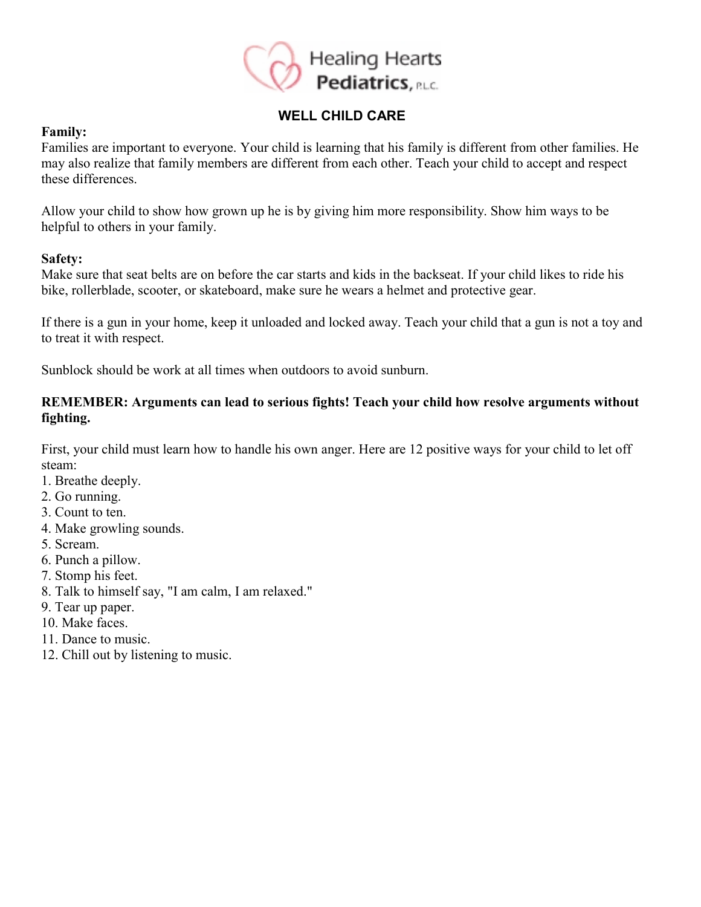Healing Hearts Pediatrics, P.L.C.

# WELL CHILD CARE

**Family:**
Families are important to everyone. Your child is learning that his family is different from other families. He may also realize that family members are different from each other. Teach your child to accept and respect these differences.

Allow your child to show how grown up he is by giving him more responsibility. Show him ways to be helpful to others in your family.

**Safety:**
Make sure that seat belts are on before the car starts and kids in the backseat. If your child likes to ride his bike, rollerblade, scooter, or skateboard, make sure he wears a helmet and protective gear.

If there is a gun in your home, keep it unloaded and locked away. Teach your child that a gun is not a toy and to treat it with respect.

Sunblock should be work at all times when outdoors to avoid sunburn.

**REMEMBER: Arguments can lead to serious fights! Teach your child how resolve arguments without fighting.**

First, your child must learn how to handle his own anger. Here are 12 positive ways for your child to let off steam:

1. Breathe deeply.
2. Go running.
3. Count to ten.
4. Make growling sounds.
5. Scream.
6. Punch a pillow.
7. Stomp his feet.
8. Talk to himself say, "I am calm, I am relaxed."
9. Tear up paper.
10. Make faces.
11. Dance to music.
12. Chill out by listening to music.